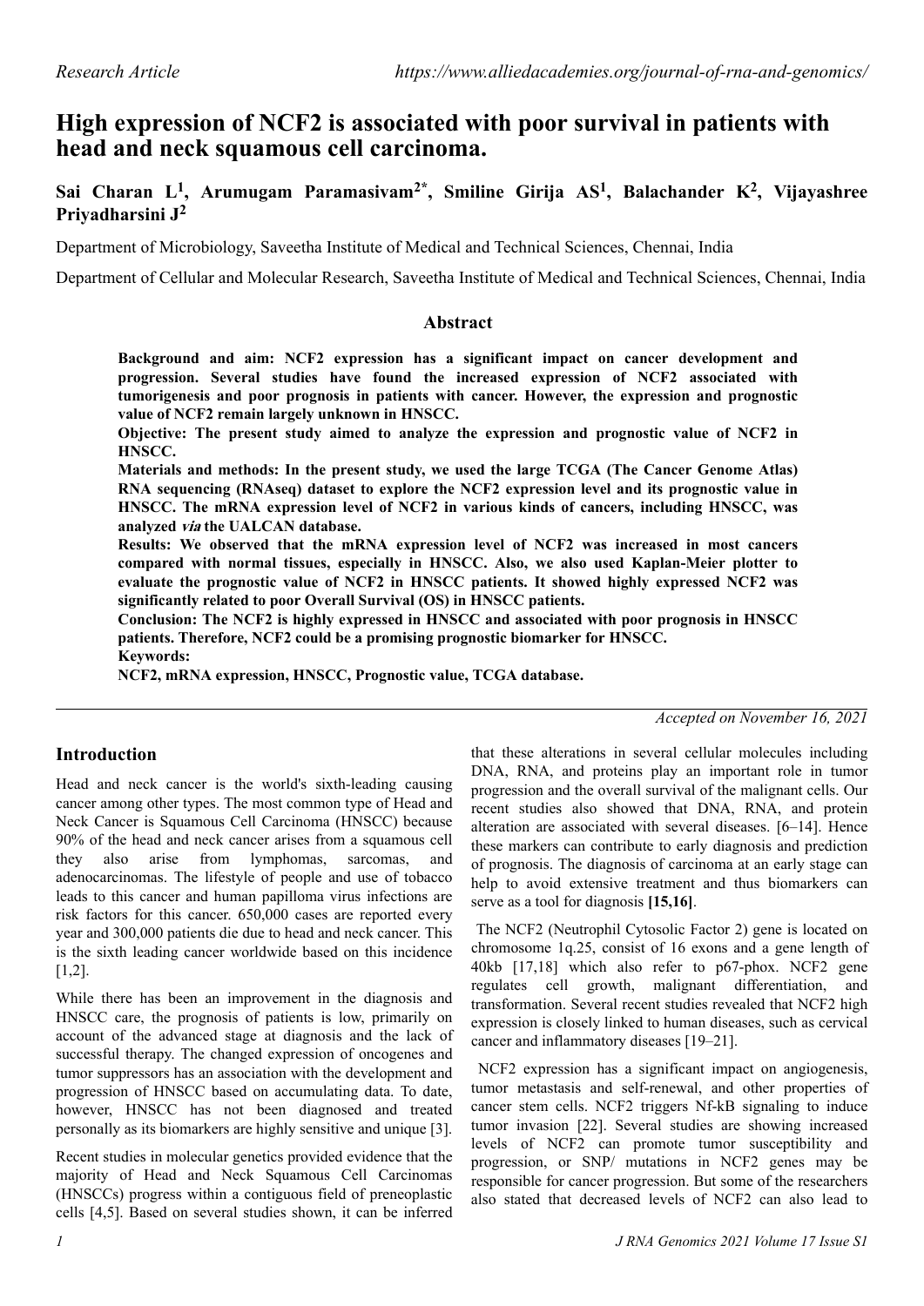Research Article https://www.alliedacademies.org/journal-of-rna-and-genomics/

# High expression of NCF2 is associated with poor survival in patients with head and neck squamous cell carcinoma.

**Sai Charan L[1], Arumugam Paramasivam[2*], Smiline Girija AS[1], Balachander K[2], Vijayashree Priyadharsini J[2]**

Department of Microbiology, Saveetha Institute of Medical and Technical Sciences, Chennai, India

Department of Cellular and Molecular Research, Saveetha Institute of Medical and Technical Sciences, Chennai, India

## Abstract

**Background and aim: NCF2 expression has a significant impact on cancer development and progression. Several studies have found the increased expression of NCF2 associated with tumorigenesis and poor prognosis in patients with cancer. However, the expression and prognostic value of NCF2 remain largely unknown in HNSCC.**

**Objective: The present study aimed to analyze the expression and prognostic value of NCF2 in HNSCC.**

**Materials and methods: In the present study, we used the large TCGA (The Cancer Genome Atlas) RNA sequencing (RNAseq) dataset to explore the NCF2 expression level and its prognostic value in HNSCC. The mRNA expression level of NCF2 in various kinds of cancers, including HNSCC, was analyzed *via* the UALCAN database.**

**Results: We observed that the mRNA expression level of NCF2 was increased in most cancers compared with normal tissues, especially in HNSCC. Also, we also used Kaplan-Meier plotter to evaluate the prognostic value of NCF2 in HNSCC patients. It showed highly expressed NCF2 was significantly related to poor Overall Survival (OS) in HNSCC patients.**

**Conclusion: The NCF2 is highly expressed in HNSCC and associated with poor prognosis in HNSCC patients. Therefore, NCF2 could be a promising prognostic biomarker for HNSCC.**

**Keywords:**

**NCF2, mRNA expression, HNSCC, Prognostic value, TCGA database.**

*Accepted on November 16, 2021*

## Introduction

Head and neck cancer is the world's sixth-leading causing cancer among other types. The most common type of Head and Neck Cancer is Squamous Cell Carcinoma (HNSCC) because 90% of the head and neck cancer arises from a squamous cell they also arise from lymphomas, sarcomas, and adenocarcinomas. The lifestyle of people and use of tobacco leads to this cancer and human papilloma virus infections are risk factors for this cancer. 650,000 cases are reported every year and 300,000 patients die due to head and neck cancer. This is the sixth leading cancer worldwide based on this incidence [1,2].

While there has been an improvement in the diagnosis and HNSCC care, the prognosis of patients is low, primarily on account of the advanced stage at diagnosis and the lack of successful therapy. The changed expression of oncogenes and tumor suppressors has an association with the development and progression of HNSCC based on accumulating data. To date, however, HNSCC has not been diagnosed and treated personally as its biomarkers are highly sensitive and unique [3].

Recent studies in molecular genetics provided evidence that the majority of Head and Neck Squamous Cell Carcinomas (HNSCCs) progress within a contiguous field of preneoplastic cells [4,5]. Based on several studies shown, it can be inferred that these alterations in several cellular molecules including DNA, RNA, and proteins play an important role in tumor progression and the overall survival of the malignant cells. Our recent studies also showed that DNA, RNA, and protein alteration are associated with several diseases. [6–14]. Hence these markers can contribute to early diagnosis and prediction of prognosis. The diagnosis of carcinoma at an early stage can help to avoid extensive treatment and thus biomarkers can serve as a tool for diagnosis **[15,16]**.

The NCF2 (Neutrophil Cytosolic Factor 2) gene is located on chromosome 1q.25, consist of 16 exons and a gene length of 40kb [17,18] which also refer to p67-phox. NCF2 gene regulates cell growth, malignant differentiation, and transformation. Several recent studies revealed that NCF2 high expression is closely linked to human diseases, such as cervical cancer and inflammatory diseases [19–21].

NCF2 expression has a significant impact on angiogenesis, tumor metastasis and self-renewal, and other properties of cancer stem cells. NCF2 triggers Nf-kB signaling to induce tumor invasion [22]. Several studies are showing increased levels of NCF2 can promote tumor susceptibility and progression, or SNP/ mutations in NCF2 genes may be responsible for cancer progression. But some of the researchers also stated that decreased levels of NCF2 can also lead to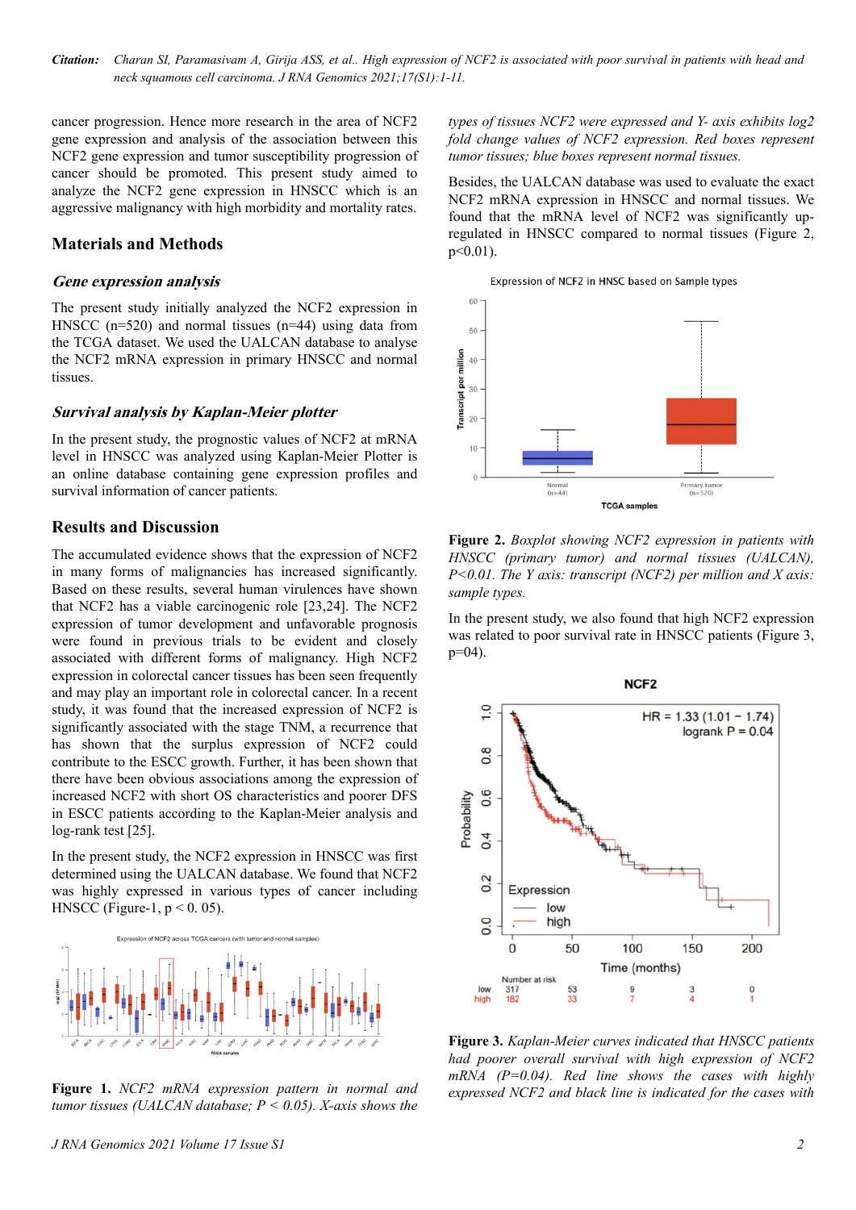cancer progression. Hence more research in the area of NCF2 gene expression and analysis of the association between this NCF2 gene expression and tumor susceptibility progression of cancer should be promoted. This present study aimed to analyze the NCF2 gene expression in HNSCC which is an aggressive malignancy with high morbidity and mortality rates.

## Materials and Methods

### *Gene expression analysis*

The present study initially analyzed the NCF2 expression in HNSCC (n=520) and normal tissues (n=44) using data from the TCGA dataset. We used the UALCAN database to analyse the NCF2 mRNA expression in primary HNSCC and normal tissues.

### *Survival analysis by Kaplan-Meier plotter*

In the present study, the prognostic values of NCF2 at mRNA level in HNSCC was analyzed using Kaplan-Meier Plotter is an online database containing gene expression profiles and survival information of cancer patients.

## Results and Discussion

The accumulated evidence shows that the expression of NCF2 in many forms of malignancies has increased significantly. Based on these results, several human virulences have shown that NCF2 has a viable carcinogenic role [23,24]. The NCF2 expression of tumor development and unfavorable prognosis were found in previous trials to be evident and closely associated with different forms of malignancy. High NCF2 expression in colorectal cancer tissues has been seen frequently and may play an important role in colorectal cancer. In a recent study, it was found that the increased expression of NCF2 is significantly associated with the stage TNM, a recurrence that has shown that the surplus expression of NCF2 could contribute to the ESCC growth. Further, it has been shown that there have been obvious associations among the expression of increased NCF2 with short OS characteristics and poorer DFS in ESCC patients according to the Kaplan-Meier analysis and log-rank test [25].

In the present study, the NCF2 expression in HNSCC was first determined using the UALCAN database. We found that NCF2 was highly expressed in various types of cancer including HNSCC (Figure-1, $p < 0.05$).

**Figure 1.** *NCF2 mRNA expression pattern in normal and tumor tissues (UALCAN database; P < 0.05). X-axis shows the types of tissues NCF2 were expressed and Y- axis exhibits log2 fold change values of NCF2 expression. Red boxes represent tumor tissues; blue boxes represent normal tissues.*

Besides, the UALCAN database was used to evaluate the exact NCF2 mRNA expression in HNSCC and normal tissues. We found that the mRNA level of NCF2 was significantly up-regulated in HNSCC compared to normal tissues (Figure 2, $p<0.01$).

**Figure 2.** *Boxplot showing NCF2 expression in patients with HNSCC (primary tumor) and normal tissues (UALCAN), P<0.01. The Y axis: transcript (NCF2) per million and X axis: sample types.*

In the present study, we also found that high NCF2 expression was related to poor survival rate in HNSCC patients (Figure 3, p=04).

**Figure 3.** *Kaplan-Meier curves indicated that HNSCC patients had poorer overall survival with high expression of NCF2 mRNA (P=0.04). Red line shows the cases with highly expressed NCF2 and black line is indicated for the cases with*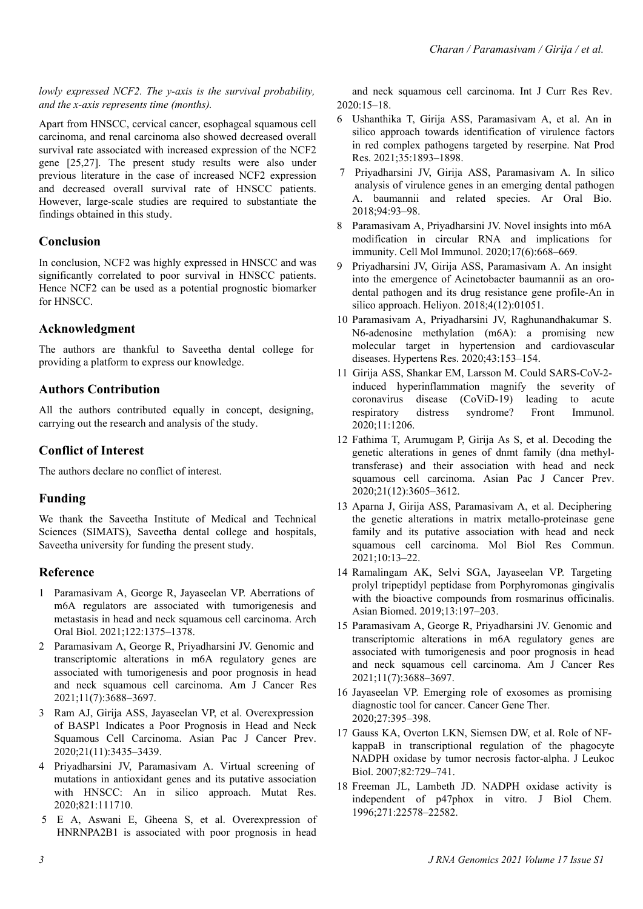*lowly expressed NCF2. The y-axis is the survival probability, and the x-axis represents time (months).*

Apart from HNSCC, cervical cancer, esophageal squamous cell carcinoma, and renal carcinoma also showed decreased overall survival rate associated with increased expression of the NCF2 gene [25,27]. The present study results were also under previous literature in the case of increased NCF2 expression and decreased overall survival rate of HNSCC patients. However, large-scale studies are required to substantiate the findings obtained in this study.

## Conclusion

In conclusion, NCF2 was highly expressed in HNSCC and was significantly correlated to poor survival in HNSCC patients. Hence NCF2 can be used as a potential prognostic biomarker for HNSCC.

## Acknowledgment

The authors are thankful to Saveetha dental college for providing a platform to express our knowledge.

## Authors Contribution

All the authors contributed equally in concept, designing, carrying out the research and analysis of the study.

## Conflict of Interest

The authors declare no conflict of interest.

## Funding

We thank the Saveetha Institute of Medical and Technical Sciences (SIMATS), Saveetha dental college and hospitals, Saveetha university for funding the present study.

## Reference

1. Paramasivam A, George R, Jayaseelan VP. Aberrations of m6A regulators are associated with tumorigenesis and metastasis in head and neck squamous cell carcinoma. Arch Oral Biol. 2021;122:1375–1378.
2. Paramasivam A, George R, Priyadharsini JV. Genomic and transcriptomic alterations in m6A regulatory genes are associated with tumorigenesis and poor prognosis in head and neck squamous cell carcinoma. Am J Cancer Res 2021;11(7):3688–3697.
3. Ram AJ, Girija ASS, Jayaseelan VP, et al. Overexpression of BASP1 Indicates a Poor Prognosis in Head and Neck Squamous Cell Carcinoma. Asian Pac J Cancer Prev. 2020;21(11):3435–3439.
4. Priyadharsini JV, Paramasivam A. Virtual screening of mutations in antioxidant genes and its putative association with HNSCC: An in silico approach. Mutat Res. 2020;821:111710.
5. E A, Aswani E, Gheena S, et al. Overexpression of HNRNPA2B1 is associated with poor prognosis in head and neck squamous cell carcinoma. Int J Curr Res Rev. 2020:15–18.
6. Ushanthika T, Girija ASS, Paramasivam A, et al. An in silico approach towards identification of virulence factors in red complex pathogens targeted by reserpine. Nat Prod Res. 2021;35:1893–1898.
7. Priyadharsini JV, Girija ASS, Paramasivam A. In silico analysis of virulence genes in an emerging dental pathogen A. baumannii and related species. Ar Oral Bio. 2018;94:93–98.
8. Paramasivam A, Priyadharsini JV. Novel insights into m6A modification in circular RNA and implications for immunity. Cell Mol Immunol. 2020;17(6):668–669.
9. Priyadharsini JV, Girija ASS, Paramasivam A. An insight into the emergence of Acinetobacter baumannii as an oro-dental pathogen and its drug resistance gene profile-An in silico approach. Heliyon. 2018;4(12):01051.
10. Paramasivam A, Priyadharsini JV, Raghunandhakumar S. N6-adenosine methylation (m6A): a promising new molecular target in hypertension and cardiovascular diseases. Hypertens Res. 2020;43:153–154.
11. Girija ASS, Shankar EM, Larsson M. Could SARS-CoV-2-induced hyperinflammation magnify the severity of coronavirus disease (CoViD-19) leading to acute respiratory distress syndrome? Front Immunol. 2020;11:1206.
12. Fathima T, Arumugam P, Girija As S, et al. Decoding the genetic alterations in genes of dnmt family (dna methyl-transferase) and their association with head and neck squamous cell carcinoma. Asian Pac J Cancer Prev. 2020;21(12):3605–3612.
13. Aparna J, Girija ASS, Paramasivam A, et al. Deciphering the genetic alterations in matrix metallo-proteinase gene family and its putative association with head and neck squamous cell carcinoma. Mol Biol Res Commun. 2021;10:13–22.
14. Ramalingam AK, Selvi SGA, Jayaseelan VP. Targeting prolyl tripeptidyl peptidase from Porphyromonas gingivalis with the bioactive compounds from rosmarinus officinalis. Asian Biomed. 2019;13:197–203.
15. Paramasivam A, George R, Priyadharsini JV. Genomic and transcriptomic alterations in m6A regulatory genes are associated with tumorigenesis and poor prognosis in head and neck squamous cell carcinoma. Am J Cancer Res 2021;11(7):3688–3697.
16. Jayaseelan VP. Emerging role of exosomes as promising diagnostic tool for cancer. Cancer Gene Ther. 2020;27:395–398.
17. Gauss KA, Overton LKN, Siemsen DW, et al. Role of NF-kappaB in transcriptional regulation of the phagocyte NADPH oxidase by tumor necrosis factor-alpha. J Leukoc Biol. 2007;82:729–741.
18. Freeman JL, Lambeth JD. NADPH oxidase activity is independent of p47phox in vitro. J Biol Chem. 1996;271:22578–22582.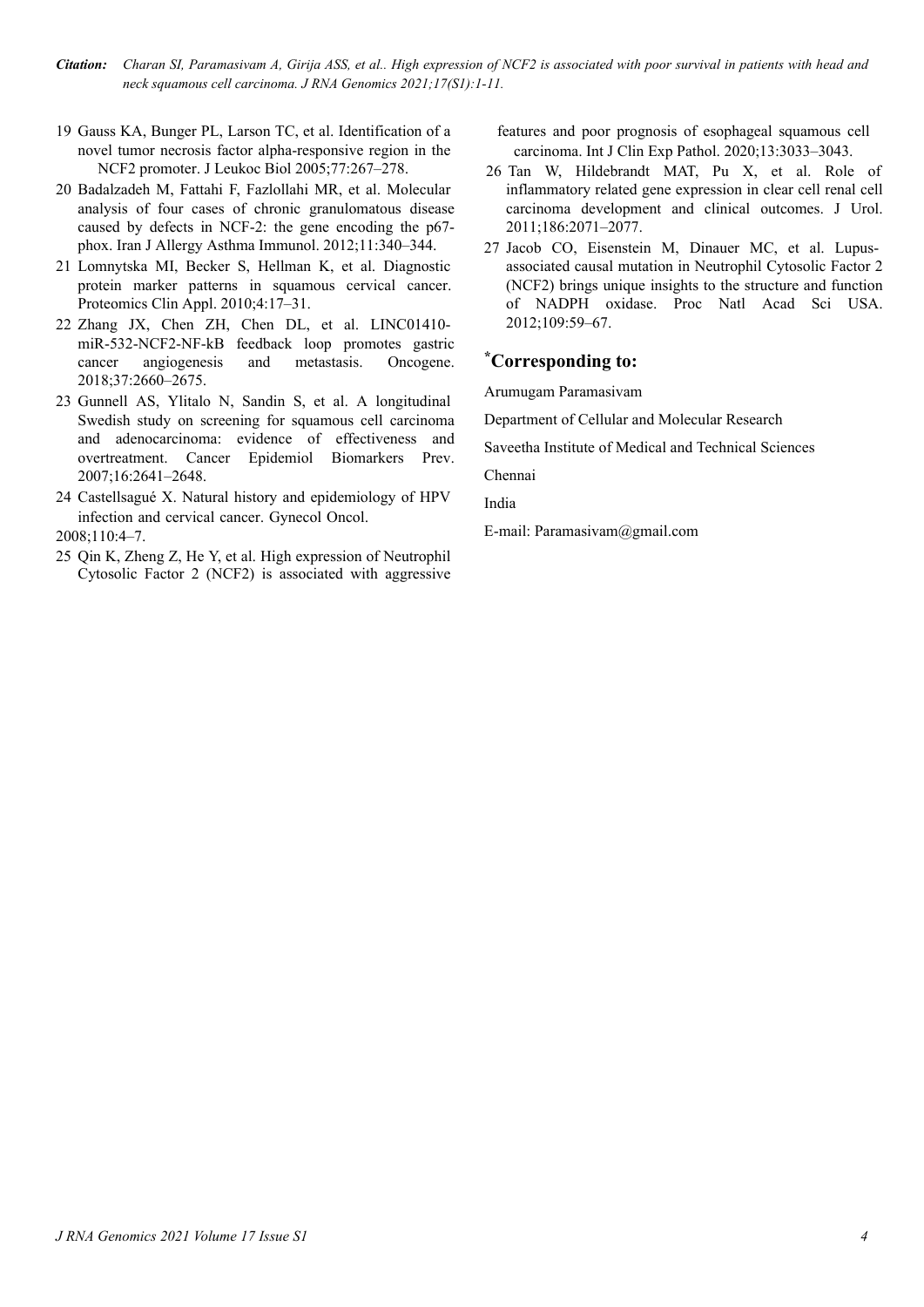19 Gauss KA, Bunger PL, Larson TC, et al. Identification of a novel tumor necrosis factor alpha-responsive region in the NCF2 promoter. J Leukoc Biol 2005;77:267–278.

20 Badalzadeh M, Fattahi F, Fazlollahi MR, et al. Molecular analysis of four cases of chronic granulomatous disease caused by defects in NCF-2: the gene encoding the p67-phox. Iran J Allergy Asthma Immunol. 2012;11:340–344.

21 Lomnytska MI, Becker S, Hellman K, et al. Diagnostic protein marker patterns in squamous cervical cancer. Proteomics Clin Appl. 2010;4:17–31.

22 Zhang JX, Chen ZH, Chen DL, et al. LINC01410-miR-532-NCF2-NF-kB feedback loop promotes gastric cancer angiogenesis and metastasis. Oncogene. 2018;37:2660–2675.

23 Gunnell AS, Ylitalo N, Sandin S, et al. A longitudinal Swedish study on screening for squamous cell carcinoma and adenocarcinoma: evidence of effectiveness and overtreatment. Cancer Epidemiol Biomarkers Prev. 2007;16:2641–2648.

24 Castellsagué X. Natural history and epidemiology of HPV infection and cervical cancer. Gynecol Oncol. 2008;110:4–7.

25 Qin K, Zheng Z, He Y, et al. High expression of Neutrophil Cytosolic Factor 2 (NCF2) is associated with aggressive features and poor prognosis of esophageal squamous cell carcinoma. Int J Clin Exp Pathol. 2020;13:3033–3043.

26 Tan W, Hildebrandt MAT, Pu X, et al. Role of inflammatory related gene expression in clear cell renal cell carcinoma development and clinical outcomes. J Urol. 2011;186:2071–2077.

27 Jacob CO, Eisenstein M, Dinauer MC, et al. Lupus-associated causal mutation in Neutrophil Cytosolic Factor 2 (NCF2) brings unique insights to the structure and function of NADPH oxidase. Proc Natl Acad Sci USA. 2012;109:59–67.

## *Corresponding to:

Arumugam Paramasivam

Department of Cellular and Molecular Research

Saveetha Institute of Medical and Technical Sciences

Chennai

India

E-mail: Paramasivam@gmail.com